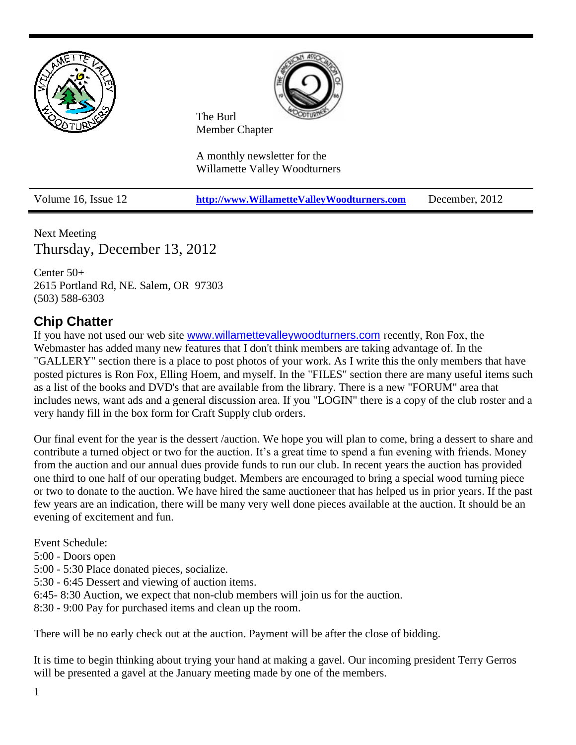The Burl
Member Chapter

A monthly newsletter for the
Willamette Valley Woodturners

| Volume 16, Issue 12 | **http://www.WillametteValleyWoodturners.com** | December, 2012 |
|---|---|---|

Next Meeting

## Thursday, December 13, 2012

Center 50+
2615 Portland Rd, NE. Salem, OR 97303
(503) 588-6303

## Chip Chatter

If you have not used our web site www.willamettevalleywoodturners.com recently, Ron Fox, the Webmaster has added many new features that I don't think members are taking advantage of. In the "GALLERY" section there is a place to post photos of your work. As I write this the only members that have posted pictures is Ron Fox, Elling Hoem, and myself. In the "FILES" section there are many useful items such as a list of the books and DVD's that are available from the library. There is a new "FORUM" area that includes news, want ads and a general discussion area. If you "LOGIN" there is a copy of the club roster and a very handy fill in the box form for Craft Supply club orders.

Our final event for the year is the dessert /auction. We hope you will plan to come, bring a dessert to share and contribute a turned object or two for the auction. It's a great time to spend a fun evening with friends. Money from the auction and our annual dues provide funds to run our club. In recent years the auction has provided one third to one half of our operating budget. Members are encouraged to bring a special wood turning piece or two to donate to the auction. We have hired the same auctioneer that has helped us in prior years. If the past few years are an indication, there will be many very well done pieces available at the auction. It should be an evening of excitement and fun.

Event Schedule:
5:00 - Doors open
5:00 - 5:30 Place donated pieces, socialize.
5:30 - 6:45 Dessert and viewing of auction items.
6:45- 8:30 Auction, we expect that non-club members will join us for the auction.
8:30 - 9:00 Pay for purchased items and clean up the room.

There will be no early check out at the auction. Payment will be after the close of bidding.

It is time to begin thinking about trying your hand at making a gavel. Our incoming president Terry Gerros will be presented a gavel at the January meeting made by one of the members.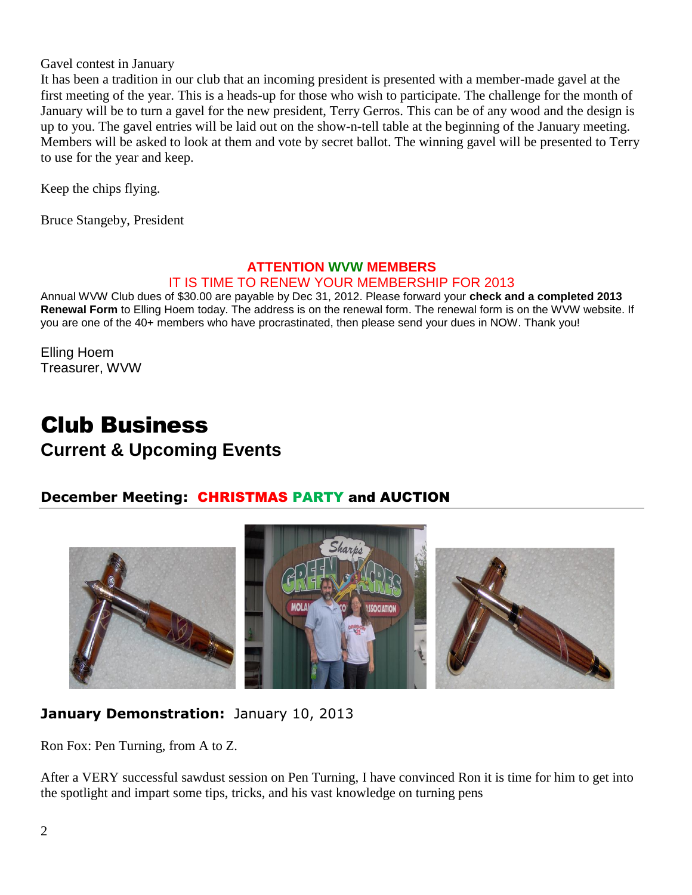Gavel contest in January

It has been a tradition in our club that an incoming president is presented with a member-made gavel at the first meeting of the year. This is a heads-up for those who wish to participate. The challenge for the month of January will be to turn a gavel for the new president, Terry Gerros. This can be of any wood and the design is up to you. The gavel entries will be laid out on the show-n-tell table at the beginning of the January meeting. Members will be asked to look at them and vote by secret ballot. The winning gavel will be presented to Terry to use for the year and keep.

Keep the chips flying.

Bruce Stangeby, President

**ATTENTION WVW MEMBERS**

IT IS TIME TO RENEW YOUR MEMBERSHIP FOR 2013

Annual WVW Club dues of $30.00 are payable by Dec 31, 2012. Please forward your **check and a completed 2013 Renewal Form** to Elling Hoem today. The address is on the renewal form. The renewal form is on the WVW website. If you are one of the 40+ members who have procrastinated, then please send your dues in NOW. Thank you!

Elling Hoem
Treasurer, WVW

# Club Business

## Current & Upcoming Events

### December Meeting: CHRISTMAS PARTY and AUCTION

### January Demonstration: January 10, 2013

Ron Fox: Pen Turning, from A to Z.

After a VERY successful sawdust session on Pen Turning, I have convinced Ron it is time for him to get into the spotlight and impart some tips, tricks, and his vast knowledge on turning pens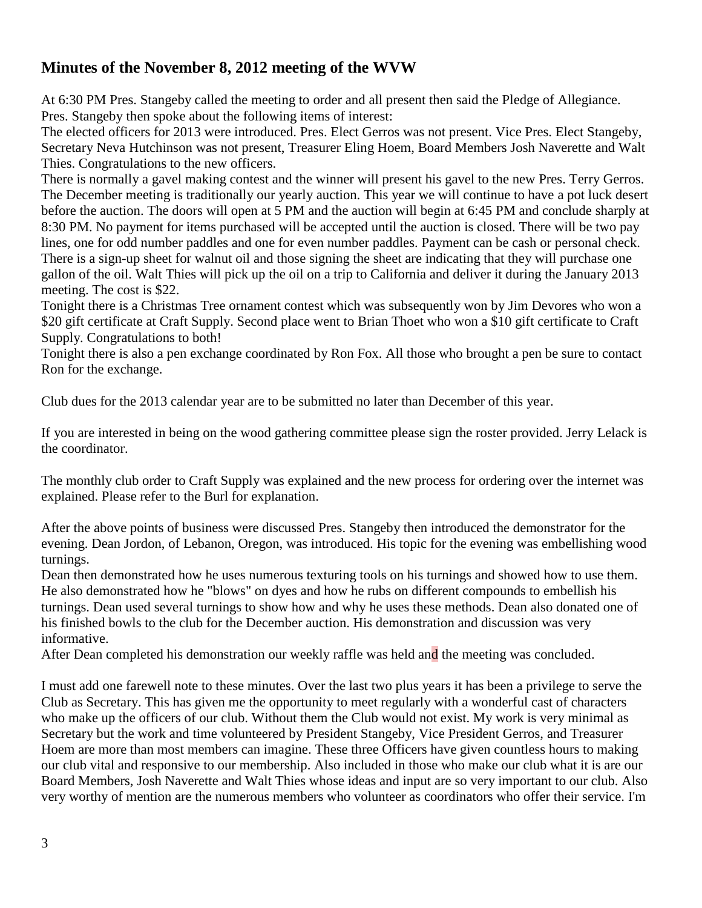## Minutes of the November 8, 2012 meeting of the WVW

At 6:30 PM Pres. Stangeby called the meeting to order and all present then said the Pledge of Allegiance. Pres. Stangeby then spoke about the following items of interest:

The elected officers for 2013 were introduced. Pres. Elect Gerros was not present. Vice Pres. Elect Stangeby, Secretary Neva Hutchinson was not present, Treasurer Eling Hoem, Board Members Josh Naverette and Walt Thies. Congratulations to the new officers.

There is normally a gavel making contest and the winner will present his gavel to the new Pres. Terry Gerros. The December meeting is traditionally our yearly auction. This year we will continue to have a pot luck desert before the auction. The doors will open at 5 PM and the auction will begin at 6:45 PM and conclude sharply at 8:30 PM. No payment for items purchased will be accepted until the auction is closed. There will be two pay lines, one for odd number paddles and one for even number paddles. Payment can be cash or personal check. There is a sign-up sheet for walnut oil and those signing the sheet are indicating that they will purchase one gallon of the oil. Walt Thies will pick up the oil on a trip to California and deliver it during the January 2013 meeting. The cost is $22.

Tonight there is a Christmas Tree ornament contest which was subsequently won by Jim Devores who won a $20 gift certificate at Craft Supply. Second place went to Brian Thoet who won a $10 gift certificate to Craft Supply. Congratulations to both!

Tonight there is also a pen exchange coordinated by Ron Fox. All those who brought a pen be sure to contact Ron for the exchange.

Club dues for the 2013 calendar year are to be submitted no later than December of this year.

If you are interested in being on the wood gathering committee please sign the roster provided. Jerry Lelack is the coordinator.

The monthly club order to Craft Supply was explained and the new process for ordering over the internet was explained. Please refer to the Burl for explanation.

After the above points of business were discussed Pres. Stangeby then introduced the demonstrator for the evening. Dean Jordon, of Lebanon, Oregon, was introduced. His topic for the evening was embellishing wood turnings.

Dean then demonstrated how he uses numerous texturing tools on his turnings and showed how to use them. He also demonstrated how he "blows" on dyes and how he rubs on different compounds to embellish his turnings. Dean used several turnings to show how and why he uses these methods. Dean also donated one of his finished bowls to the club for the December auction. His demonstration and discussion was very informative.

After Dean completed his demonstration our weekly raffle was held and the meeting was concluded.

I must add one farewell note to these minutes. Over the last two plus years it has been a privilege to serve the Club as Secretary. This has given me the opportunity to meet regularly with a wonderful cast of characters who make up the officers of our club. Without them the Club would not exist. My work is very minimal as Secretary but the work and time volunteered by President Stangeby, Vice President Gerros, and Treasurer Hoem are more than most members can imagine. These three Officers have given countless hours to making our club vital and responsive to our membership. Also included in those who make our club what it is are our Board Members, Josh Naverette and Walt Thies whose ideas and input are so very important to our club. Also very worthy of mention are the numerous members who volunteer as coordinators who offer their service. I'm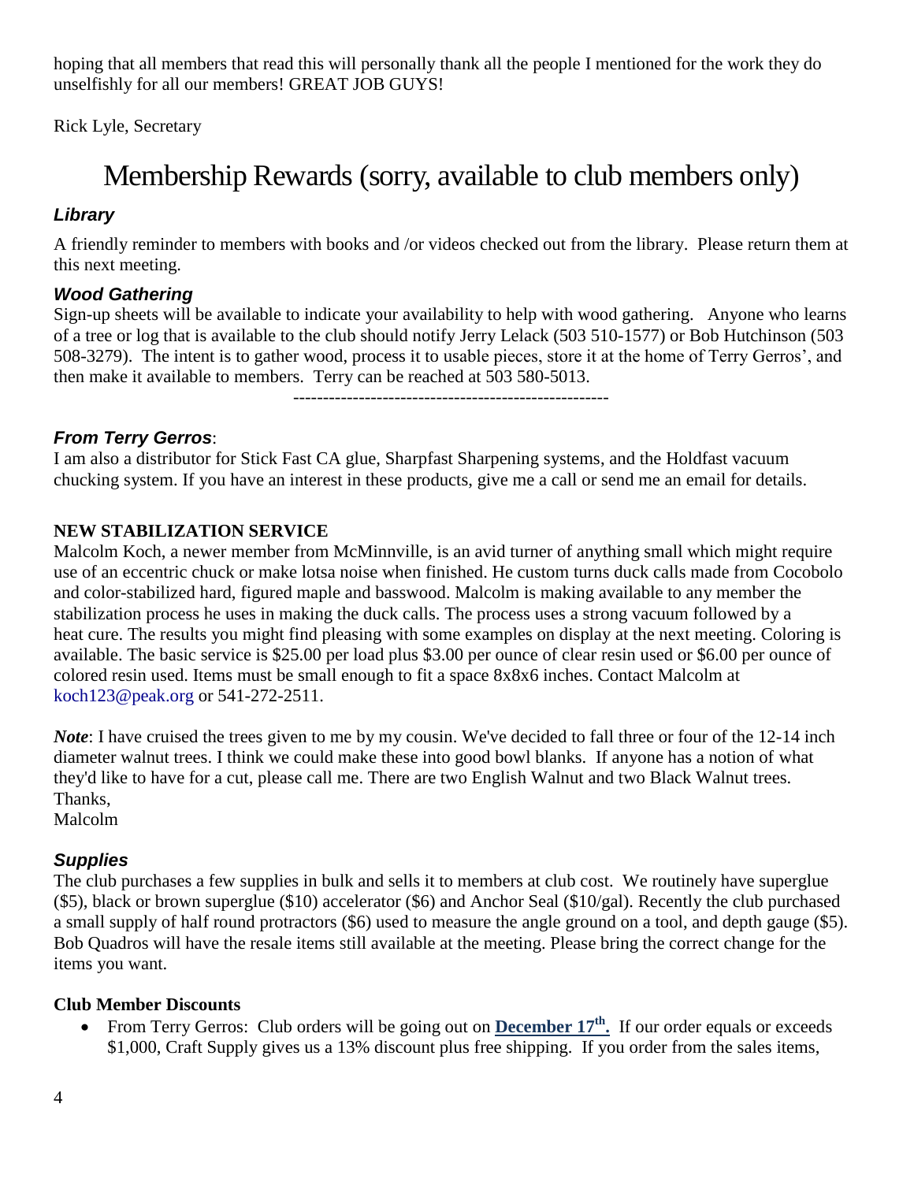hoping that all members that read this will personally thank all the people I mentioned for the work they do unselfishly for all our members! GREAT JOB GUYS!

Rick Lyle, Secretary

# Membership Rewards (sorry, available to club members only)

### *Library*

A friendly reminder to members with books and /or videos checked out from the library. Please return them at this next meeting.

### *Wood Gathering*

Sign-up sheets will be available to indicate your availability to help with wood gathering. Anyone who learns of a tree or log that is available to the club should notify Jerry Lelack (503 510-1577) or Bob Hutchinson (503 508-3279). The intent is to gather wood, process it to usable pieces, store it at the home of Terry Gerros', and then make it available to members. Terry can be reached at 503 580-5013.

----------------------------------------------------

### *From Terry Gerros*:

I am also a distributor for Stick Fast CA glue, Sharpfast Sharpening systems, and the Holdfast vacuum chucking system. If you have an interest in these products, give me a call or send me an email for details.

**NEW STABILIZATION SERVICE**

Malcolm Koch, a newer member from McMinnville, is an avid turner of anything small which might require use of an eccentric chuck or make lotsa noise when finished. He custom turns duck calls made from Cocobolo and color-stabilized hard, figured maple and basswood. Malcolm is making available to any member the stabilization process he uses in making the duck calls. The process uses a strong vacuum followed by a heat cure. The results you might find pleasing with some examples on display at the next meeting. Coloring is available. The basic service is $25.00 per load plus $3.00 per ounce of clear resin used or $6.00 per ounce of colored resin used. Items must be small enough to fit a space 8x8x6 inches. Contact Malcolm at koch123@peak.org or 541-272-2511.

***Note***: I have cruised the trees given to me by my cousin. We've decided to fall three or four of the 12-14 inch diameter walnut trees. I think we could make these into good bowl blanks. If anyone has a notion of what they'd like to have for a cut, please call me. There are two English Walnut and two Black Walnut trees.
Thanks,
Malcolm

### *Supplies*

The club purchases a few supplies in bulk and sells it to members at club cost. We routinely have superglue ($5), black or brown superglue ($10) accelerator ($6) and Anchor Seal ($10/gal). Recently the club purchased a small supply of half round protractors ($6) used to measure the angle ground on a tool, and depth gauge ($5). Bob Quadros will have the resale items still available at the meeting. Please bring the correct change for the items you want.

**Club Member Discounts**

- From Terry Gerros: Club orders will be going out on **December 17th.** If our order equals or exceeds $1,000, Craft Supply gives us a 13% discount plus free shipping. If you order from the sales items,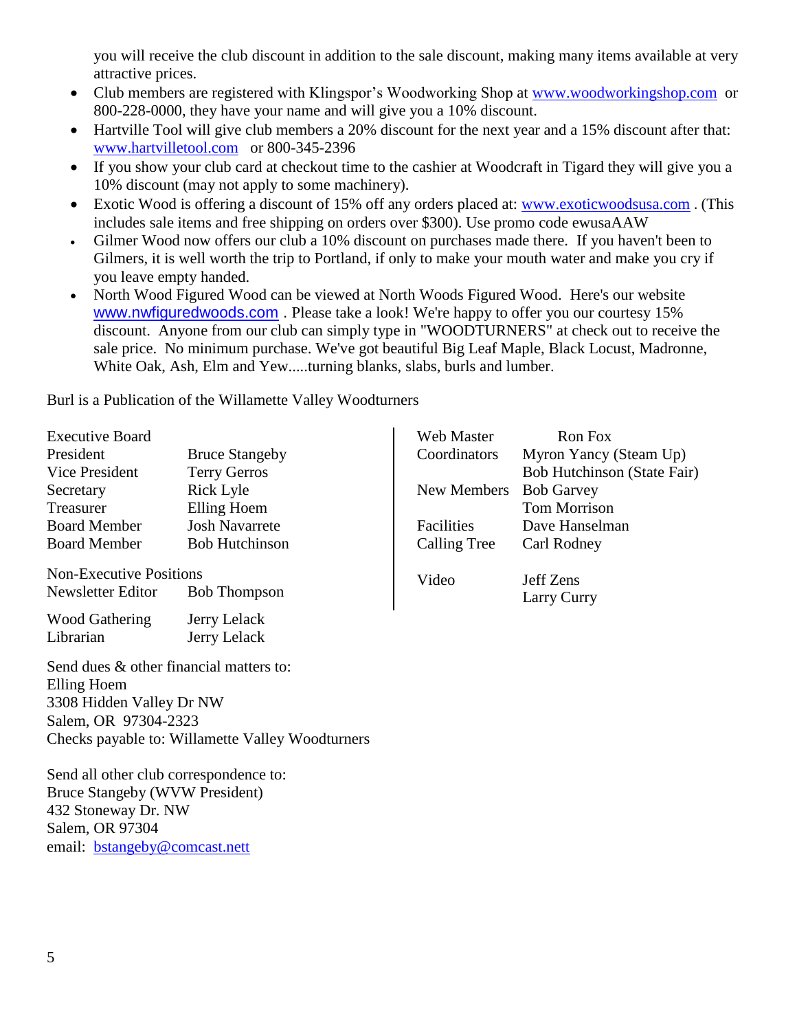you will receive the club discount in addition to the sale discount, making many items available at very attractive prices.

- Club members are registered with Klingspor's Woodworking Shop at www.woodworkingshop.com or 800-228-0000, they have your name and will give you a 10% discount.
- Hartville Tool will give club members a 20% discount for the next year and a 15% discount after that: www.hartvilletool.com or 800-345-2396
- If you show your club card at checkout time to the cashier at Woodcraft in Tigard they will give you a 10% discount (may not apply to some machinery).
- Exotic Wood is offering a discount of 15% off any orders placed at: www.exoticwoodsusa.com . (This includes sale items and free shipping on orders over $300). Use promo code ewusaAAW
- Gilmer Wood now offers our club a 10% discount on purchases made there. If you haven't been to Gilmers, it is well worth the trip to Portland, if only to make your mouth water and make you cry if you leave empty handed.
- North Wood Figured Wood can be viewed at North Woods Figured Wood. Here's our website www.nwfiguredwoods.com . Please take a look! We're happy to offer you our courtesy 15% discount. Anyone from our club can simply type in "WOODTURNERS" at check out to receive the sale price. No minimum purchase. We've got beautiful Big Leaf Maple, Black Locust, Madronne, White Oak, Ash, Elm and Yew.....turning blanks, slabs, burls and lumber.

Burl is a Publication of the Willamette Valley Woodturners

| | |
|---|---|
| Executive Board | |
| President | Bruce Stangeby |
| Vice President | Terry Gerros |
| Secretary | Rick Lyle |
| Treasurer | Elling Hoem |
| Board Member | Josh Navarrete |
| Board Member | Bob Hutchinson |
| Non-Executive Positions | |
| Newsletter Editor | Bob Thompson |
| Wood Gathering | Jerry Lelack |
| Librarian | Jerry Lelack |
| Web Master | Ron Fox |
| Coordinators | Myron Yancy (Steam Up) |
| | Bob Hutchinson (State Fair) |
| New Members | Bob Garvey |
| | Tom Morrison |
| Facilities | Dave Hanselman |
| Calling Tree | Carl Rodney |
| Video | Jeff Zens |
| | Larry Curry |

Send dues & other financial matters to:
Elling Hoem
3308 Hidden Valley Dr NW
Salem, OR 97304-2323
Checks payable to: Willamette Valley Woodturners

Send all other club correspondence to:
Bruce Stangeby (WVW President)
432 Stoneway Dr. NW
Salem, OR 97304
email: bstangeby@comcast.nett